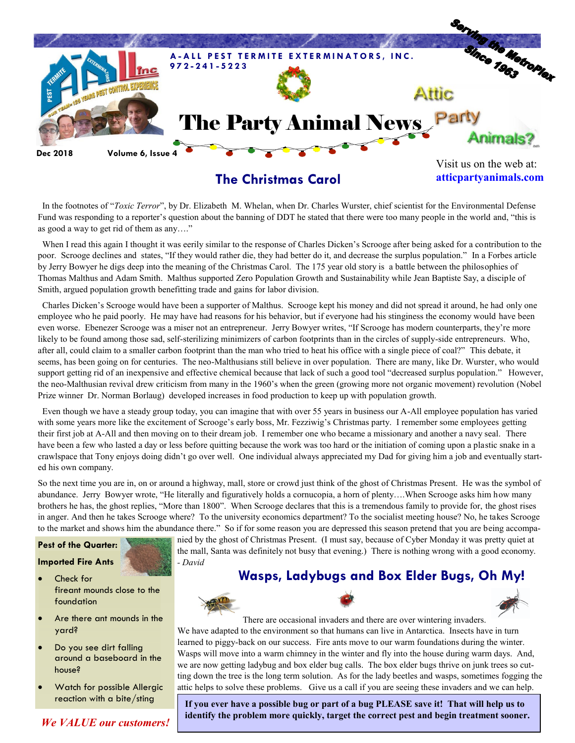A-ALL PEST TERMITE EXTERMINATORS, INC.
972-241-5223

Serving the MetroPlex Since 1963

# The Party Animal News

Attic Party Animals?

Dec 2018 Volume 6, Issue 4

Visit us on the web at: **atticpartyanimals.com**

## The Christmas Carol

In the footnotes of "*Toxic Terror*", by Dr. Elizabeth M. Whelan, when Dr. Charles Wurster, chief scientist for the Environmental Defense Fund was responding to a reporter's question about the banning of DDT he stated that there were too many people in the world and, "this is as good a way to get rid of them as any…."

When I read this again I thought it was eerily similar to the response of Charles Dicken's Scrooge after being asked for a contribution to the poor. Scrooge declines and states, "If they would rather die, they had better do it, and decrease the surplus population." In a Forbes article by Jerry Bowyer he digs deep into the meaning of the Christmas Carol. The 175 year old story is a battle between the philosophies of Thomas Malthus and Adam Smith. Malthus supported Zero Population Growth and Sustainability while Jean Baptiste Say, a disciple of Smith, argued population growth benefitting trade and gains for labor division.

Charles Dicken's Scrooge would have been a supporter of Malthus. Scrooge kept his money and did not spread it around, he had only one employee who he paid poorly. He may have had reasons for his behavior, but if everyone had his stinginess the economy would have been even worse. Ebenezer Scrooge was a miser not an entrepreneur. Jerry Bowyer writes, "If Scrooge has modern counterparts, they're more likely to be found among those sad, self-sterilizing minimizers of carbon footprints than in the circles of supply-side entrepreneurs. Who, after all, could claim to a smaller carbon footprint than the man who tried to heat his office with a single piece of coal?" This debate, it seems, has been going on for centuries. The neo-Malthusians still believe in over population. There are many, like Dr. Wurster, who would support getting rid of an inexpensive and effective chemical because that lack of such a good tool "decreased surplus population." However, the neo-Malthusian revival drew criticism from many in the 1960's when the green (growing more not organic movement) revolution (Nobel Prize winner Dr. Norman Borlaug) developed increases in food production to keep up with population growth.

Even though we have a steady group today, you can imagine that with over 55 years in business our A-All employee population has varied with some years more like the excitement of Scrooge's early boss, Mr. Fezziwig's Christmas party. I remember some employees getting their first job at A-All and then moving on to their dream job. I remember one who became a missionary and another a navy seal. There have been a few who lasted a day or less before quitting because the work was too hard or the initiation of coming upon a plastic snake in a crawlspace that Tony enjoys doing didn't go over well. One individual always appreciated my Dad for giving him a job and eventually started his own company.

So the next time you are in, on or around a highway, mall, store or crowd just think of the ghost of Christmas Present. He was the symbol of abundance. Jerry Bowyer wrote, "He literally and figuratively holds a cornucopia, a horn of plenty….When Scrooge asks him how many brothers he has, the ghost replies, "More than 1800". When Scrooge declares that this is a tremendous family to provide for, the ghost rises in anger. And then he takes Scrooge where? To the university economics department? To the socialist meeting house? No, he takes Scrooge to the market and shows him the abundance there." So if for some reason you are depressed this season pretend that you are being accompanied by the ghost of Christmas Present. (I must say, because of Cyber Monday it was pretty quiet at the mall, Santa was definitely not busy that evening.) There is nothing wrong with a good economy.
*- David*

### Pest of the Quarter: Imported Fire Ants

- Check for fireant mounds close to the foundation
- Are there ant mounds in the yard?
- Do you see dirt falling around a baseboard in the house?
- Watch for possible Allergic reaction with a bite/sting

***We VALUE our customers!***

## Wasps, Ladybugs and Box Elder Bugs, Oh My!

There are occasional invaders and there are over wintering invaders. We have adapted to the environment so that humans can live in Antarctica. Insects have in turn learned to piggy-back on our success. Fire ants move to our warm foundations during the winter. Wasps will move into a warm chimney in the winter and fly into the house during warm days. And, we are now getting ladybug and box elder bug calls. The box elder bugs thrive on junk trees so cutting down the tree is the long term solution. As for the lady beetles and wasps, sometimes fogging the attic helps to solve these problems. Give us a call if you are seeing these invaders and we can help.

**If you ever have a possible bug or part of a bug PLEASE save it! That will help us to identify the problem more quickly, target the correct pest and begin treatment sooner.**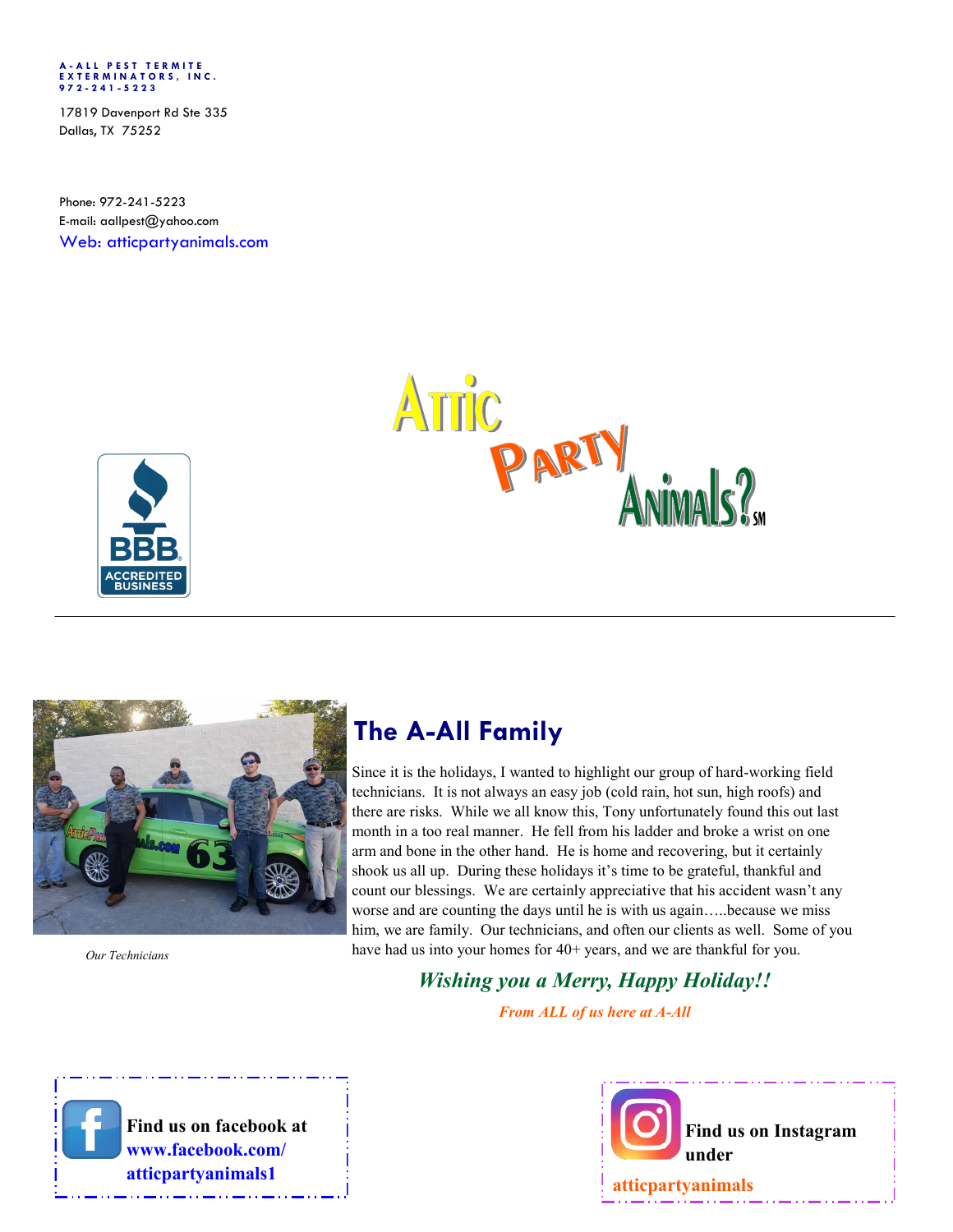**A-ALL PEST TERMITE EXTERMINATORS, INC.**
**972-241-5223**

17819 Davenport Rd Ste 335
Dallas, TX 75252

Phone: 972-241-5223
E-mail: aallpest@yahoo.com
Web: atticpartyanimals.com

Attic Party Animals?℠

BBB ACCREDITED BUSINESS

---

*Our Technicians*

## The A-All Family

Since it is the holidays, I wanted to highlight our group of hard-working field technicians. It is not always an easy job (cold rain, hot sun, high roofs) and there are risks. While we all know this, Tony unfortunately found this out last month in a too real manner. He fell from his ladder and broke a wrist on one arm and bone in the other hand. He is home and recovering, but it certainly shook us all up. During these holidays it's time to be grateful, thankful and count our blessings. We are certainly appreciative that his accident wasn't any worse and are counting the days until he is with us again…..because we miss him, we are family. Our technicians, and often our clients as well. Some of you have had us into your homes for 40+ years, and we are thankful for you.

***Wishing you a Merry, Happy Holiday!!***

***From ALL of us here at A-All***

**Find us on facebook at www.facebook.com/atticpartyanimals1**

**Find us on Instagram under atticpartyanimals**